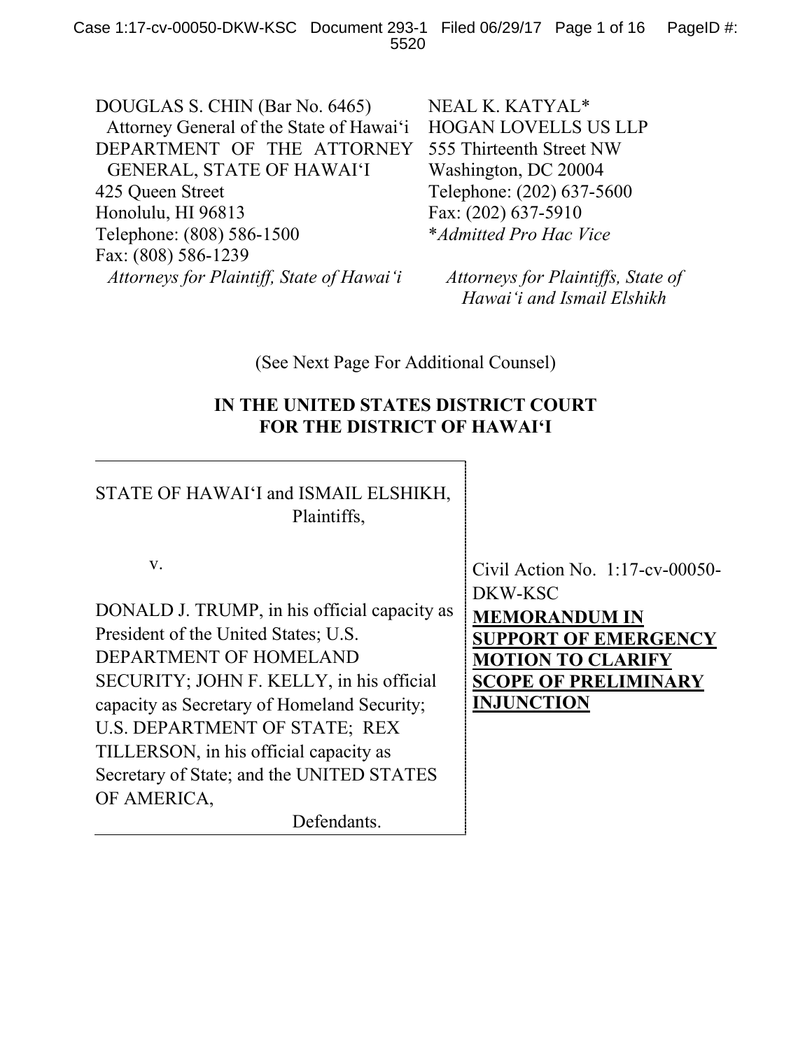DOUGLAS S. CHIN (Bar No. 6465)
Attorney General of the State of Hawaiʻi
DEPARTMENT OF THE ATTORNEY GENERAL, STATE OF HAWAIʻI
425 Queen Street
Honolulu, HI 96813
Telephone: (808) 586-1500
Fax: (808) 586-1239
*Attorneys for Plaintiff, State of Hawaiʻi*

NEAL K. KATYAL*
HOGAN LOVELLS US LLP
555 Thirteenth Street NW
Washington, DC 20004
Telephone: (202) 637-5600
Fax: (202) 637-5910
**Admitted Pro Hac Vice*

*Attorneys for Plaintiffs, State of Hawaiʻi and Ismail Elshikh*

(See Next Page For Additional Counsel)

**IN THE UNITED STATES DISTRICT COURT**
**FOR THE DISTRICT OF HAWAIʻI**

STATE OF HAWAIʻI and ISMAIL ELSHIKH,
Plaintiffs,

v.

DONALD J. TRUMP, in his official capacity as President of the United States; U.S. DEPARTMENT OF HOMELAND SECURITY; JOHN F. KELLY, in his official capacity as Secretary of Homeland Security; U.S. DEPARTMENT OF STATE; REX TILLERSON, in his official capacity as Secretary of State; and the UNITED STATES OF AMERICA,
Defendants.

Civil Action No. 1:17-cv-00050-DKW-KSC

**MEMORANDUM IN SUPPORT OF EMERGENCY MOTION TO CLARIFY SCOPE OF PRELIMINARY INJUNCTION**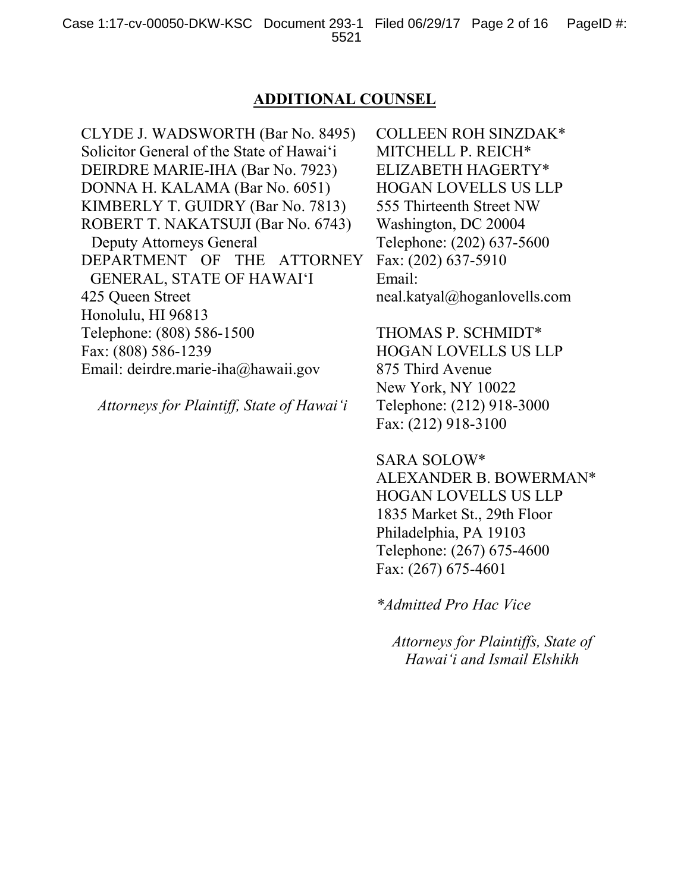## ADDITIONAL COUNSEL

CLYDE J. WADSWORTH (Bar No. 8495)
Solicitor General of the State of Hawai'i
DEIRDRE MARIE-IHA (Bar No. 7923)
DONNA H. KALAMA (Bar No. 6051)
KIMBERLY T. GUIDRY (Bar No. 7813)
ROBERT T. NAKATSUJI (Bar No. 6743)
Deputy Attorneys General
DEPARTMENT OF THE ATTORNEY GENERAL, STATE OF HAWAI'I
425 Queen Street
Honolulu, HI 96813
Telephone: (808) 586-1500
Fax: (808) 586-1239
Email: deirdre.marie-iha@hawaii.gov

*Attorneys for Plaintiff, State of Hawai'i*

COLLEEN ROH SINZDAK*
MITCHELL P. REICH*
ELIZABETH HAGERTY*
HOGAN LOVELLS US LLP
555 Thirteenth Street NW
Washington, DC 20004
Telephone: (202) 637-5600
Fax: (202) 637-5910
Email:
neal.katyal@hoganlovells.com

THOMAS P. SCHMIDT*
HOGAN LOVELLS US LLP
875 Third Avenue
New York, NY 10022
Telephone: (212) 918-3000
Fax: (212) 918-3100

SARA SOLOW*
ALEXANDER B. BOWERMAN*
HOGAN LOVELLS US LLP
1835 Market St., 29th Floor
Philadelphia, PA 19103
Telephone: (267) 675-4600
Fax: (267) 675-4601

**Admitted Pro Hac Vice*

*Attorneys for Plaintiffs, State of Hawai'i and Ismail Elshikh*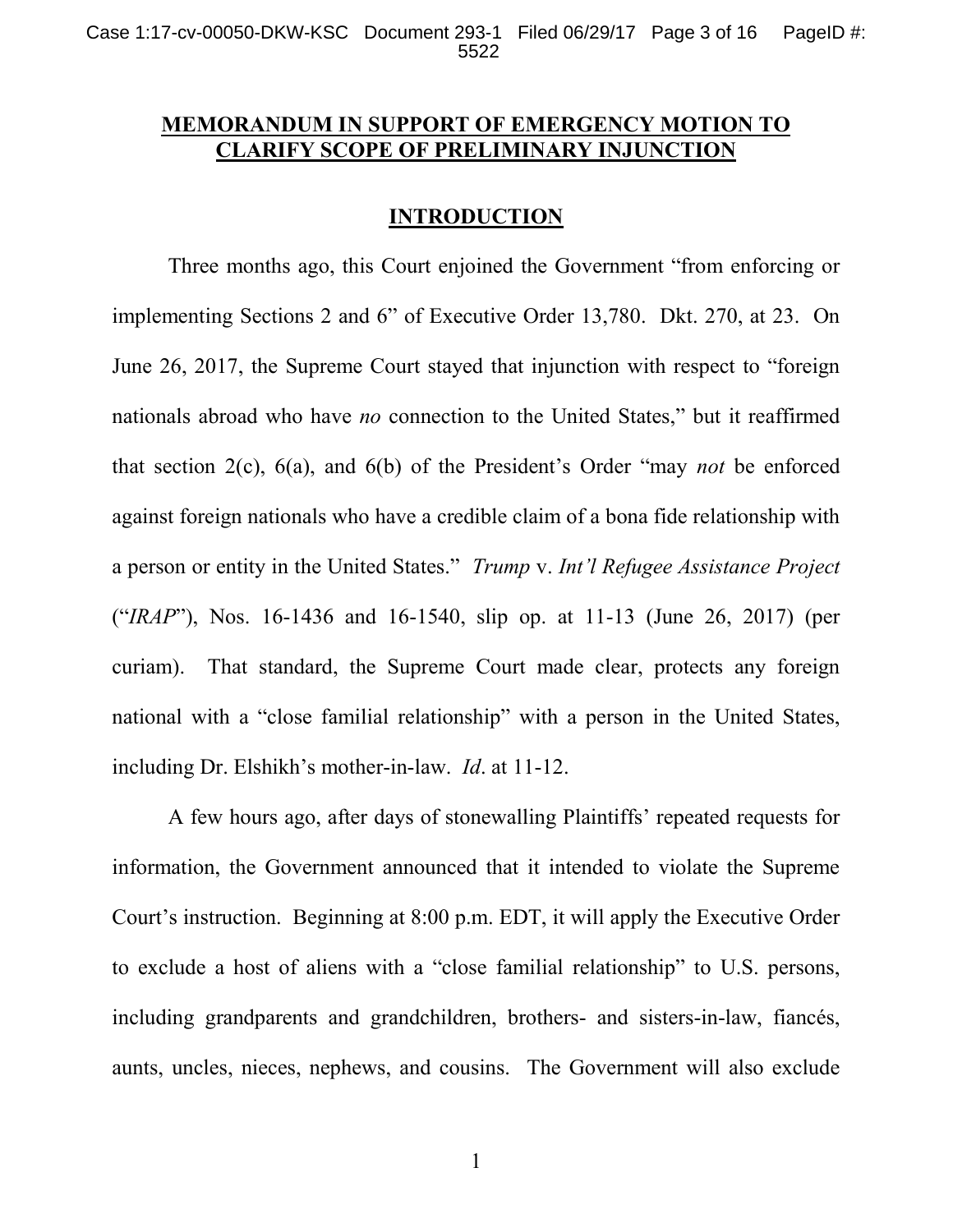## MEMORANDUM IN SUPPORT OF EMERGENCY MOTION TO CLARIFY SCOPE OF PRELIMINARY INJUNCTION

### INTRODUCTION

Three months ago, this Court enjoined the Government "from enforcing or implementing Sections 2 and 6" of Executive Order 13,780. Dkt. 270, at 23. On June 26, 2017, the Supreme Court stayed that injunction with respect to "foreign nationals abroad who have *no* connection to the United States," but it reaffirmed that section 2(c), 6(a), and 6(b) of the President's Order "may *not* be enforced against foreign nationals who have a credible claim of a bona fide relationship with a person or entity in the United States." *Trump* v. *Int'l Refugee Assistance Project* ("*IRAP*"), Nos. 16-1436 and 16-1540, slip op. at 11-13 (June 26, 2017) (per curiam). That standard, the Supreme Court made clear, protects any foreign national with a "close familial relationship" with a person in the United States, including Dr. Elshikh's mother-in-law. *Id*. at 11-12.

A few hours ago, after days of stonewalling Plaintiffs' repeated requests for information, the Government announced that it intended to violate the Supreme Court's instruction. Beginning at 8:00 p.m. EDT, it will apply the Executive Order to exclude a host of aliens with a "close familial relationship" to U.S. persons, including grandparents and grandchildren, brothers- and sisters-in-law, fiancés, aunts, uncles, nieces, nephews, and cousins. The Government will also exclude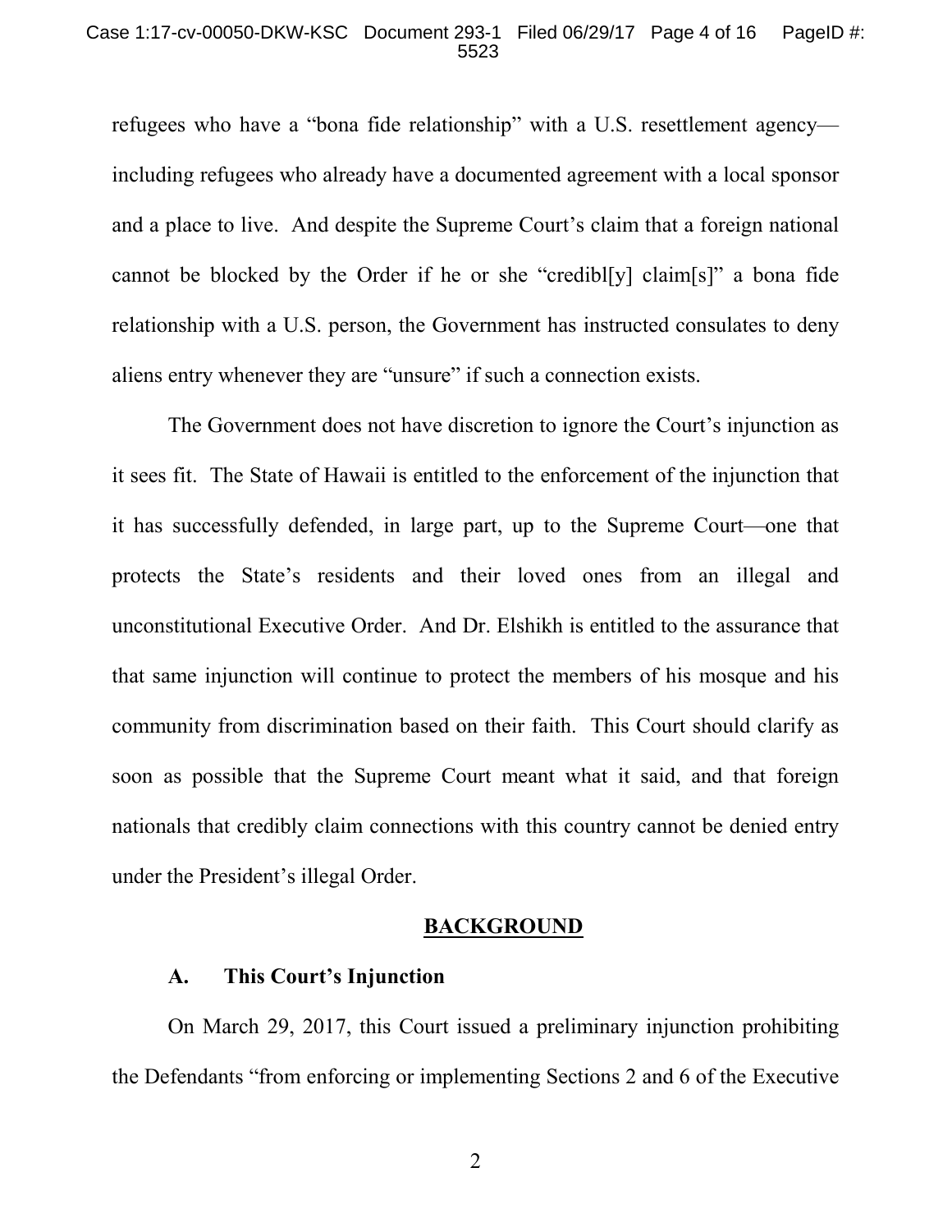refugees who have a "bona fide relationship" with a U.S. resettlement agency—including refugees who already have a documented agreement with a local sponsor and a place to live. And despite the Supreme Court's claim that a foreign national cannot be blocked by the Order if he or she "credibl[y] claim[s]" a bona fide relationship with a U.S. person, the Government has instructed consulates to deny aliens entry whenever they are "unsure" if such a connection exists.

The Government does not have discretion to ignore the Court's injunction as it sees fit. The State of Hawaii is entitled to the enforcement of the injunction that it has successfully defended, in large part, up to the Supreme Court—one that protects the State's residents and their loved ones from an illegal and unconstitutional Executive Order. And Dr. Elshikh is entitled to the assurance that that same injunction will continue to protect the members of his mosque and his community from discrimination based on their faith. This Court should clarify as soon as possible that the Supreme Court meant what it said, and that foreign nationals that credibly claim connections with this country cannot be denied entry under the President's illegal Order.

## BACKGROUND

### A. This Court's Injunction

On March 29, 2017, this Court issued a preliminary injunction prohibiting the Defendants "from enforcing or implementing Sections 2 and 6 of the Executive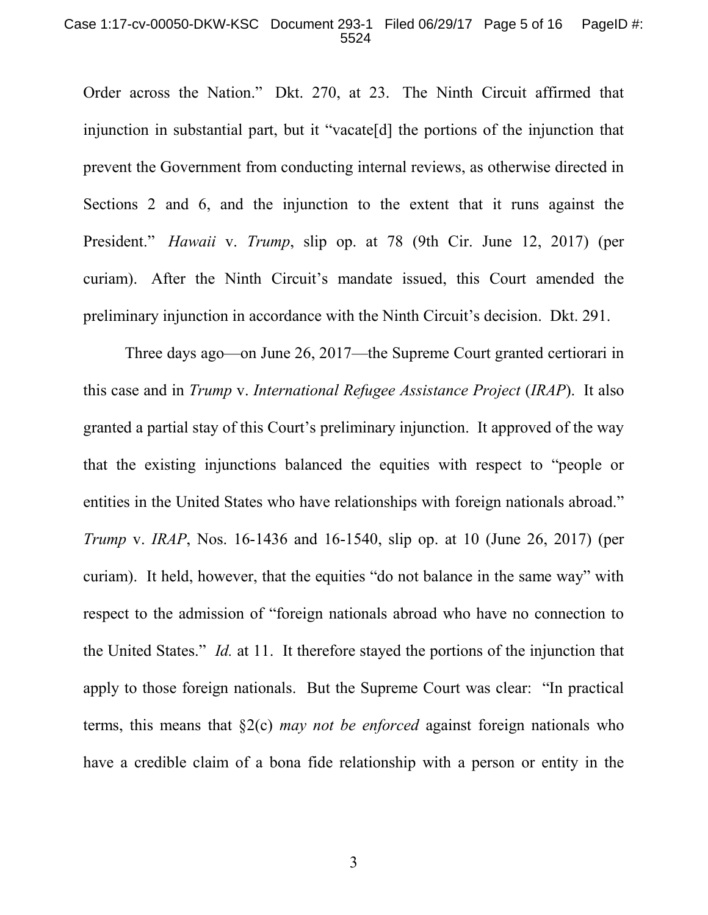Order across the Nation." Dkt. 270, at 23. The Ninth Circuit affirmed that injunction in substantial part, but it "vacate[d] the portions of the injunction that prevent the Government from conducting internal reviews, as otherwise directed in Sections 2 and 6, and the injunction to the extent that it runs against the President." *Hawaii* v. *Trump*, slip op. at 78 (9th Cir. June 12, 2017) (per curiam). After the Ninth Circuit's mandate issued, this Court amended the preliminary injunction in accordance with the Ninth Circuit's decision. Dkt. 291.

Three days ago—on June 26, 2017—the Supreme Court granted certiorari in this case and in *Trump* v. *International Refugee Assistance Project* (*IRAP*). It also granted a partial stay of this Court's preliminary injunction. It approved of the way that the existing injunctions balanced the equities with respect to "people or entities in the United States who have relationships with foreign nationals abroad." *Trump* v. *IRAP*, Nos. 16-1436 and 16-1540, slip op. at 10 (June 26, 2017) (per curiam). It held, however, that the equities "do not balance in the same way" with respect to the admission of "foreign nationals abroad who have no connection to the United States." *Id.* at 11. It therefore stayed the portions of the injunction that apply to those foreign nationals. But the Supreme Court was clear: "In practical terms, this means that §2(c) *may not be enforced* against foreign nationals who have a credible claim of a bona fide relationship with a person or entity in the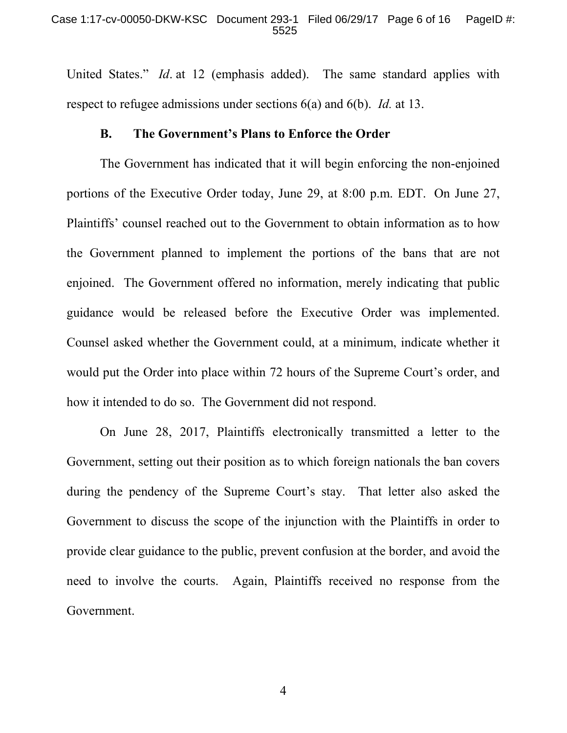United States." *Id*. at 12 (emphasis added). The same standard applies with respect to refugee admissions under sections 6(a) and 6(b). *Id.* at 13.

### B. The Government's Plans to Enforce the Order

The Government has indicated that it will begin enforcing the non-enjoined portions of the Executive Order today, June 29, at 8:00 p.m. EDT. On June 27, Plaintiffs' counsel reached out to the Government to obtain information as to how the Government planned to implement the portions of the bans that are not enjoined. The Government offered no information, merely indicating that public guidance would be released before the Executive Order was implemented. Counsel asked whether the Government could, at a minimum, indicate whether it would put the Order into place within 72 hours of the Supreme Court's order, and how it intended to do so. The Government did not respond.

On June 28, 2017, Plaintiffs electronically transmitted a letter to the Government, setting out their position as to which foreign nationals the ban covers during the pendency of the Supreme Court's stay. That letter also asked the Government to discuss the scope of the injunction with the Plaintiffs in order to provide clear guidance to the public, prevent confusion at the border, and avoid the need to involve the courts. Again, Plaintiffs received no response from the Government.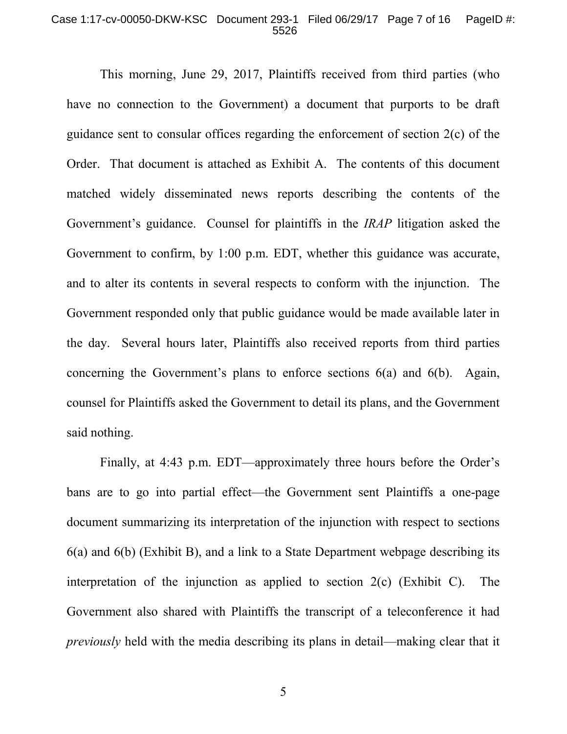This morning, June 29, 2017, Plaintiffs received from third parties (who have no connection to the Government) a document that purports to be draft guidance sent to consular offices regarding the enforcement of section 2(c) of the Order. That document is attached as Exhibit A. The contents of this document matched widely disseminated news reports describing the contents of the Government's guidance. Counsel for plaintiffs in the *IRAP* litigation asked the Government to confirm, by 1:00 p.m. EDT, whether this guidance was accurate, and to alter its contents in several respects to conform with the injunction. The Government responded only that public guidance would be made available later in the day. Several hours later, Plaintiffs also received reports from third parties concerning the Government's plans to enforce sections 6(a) and 6(b). Again, counsel for Plaintiffs asked the Government to detail its plans, and the Government said nothing.

Finally, at 4:43 p.m. EDT—approximately three hours before the Order's bans are to go into partial effect—the Government sent Plaintiffs a one-page document summarizing its interpretation of the injunction with respect to sections 6(a) and 6(b) (Exhibit B), and a link to a State Department webpage describing its interpretation of the injunction as applied to section 2(c) (Exhibit C). The Government also shared with Plaintiffs the transcript of a teleconference it had *previously* held with the media describing its plans in detail—making clear that it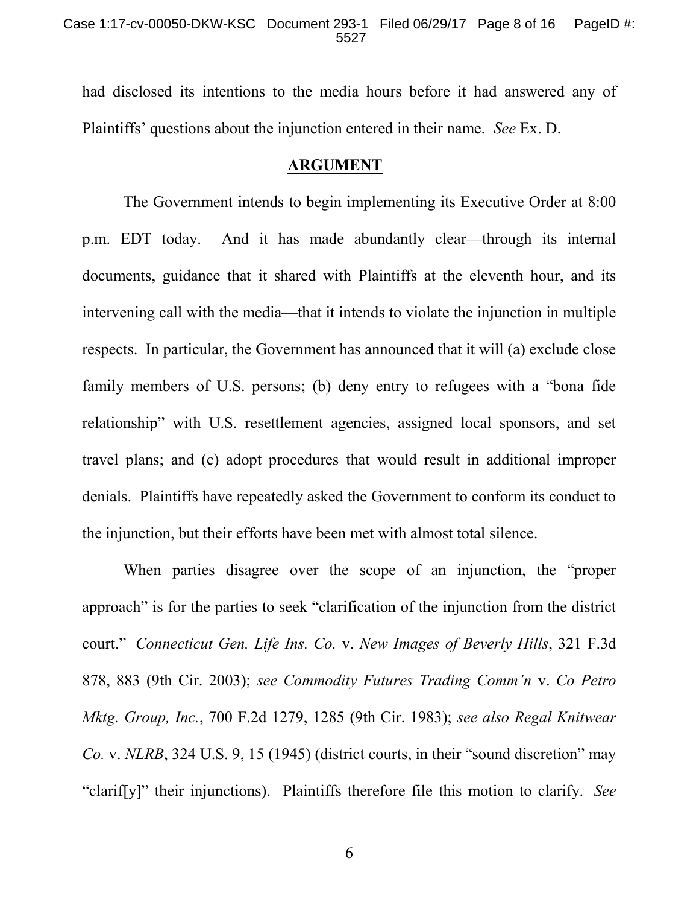had disclosed its intentions to the media hours before it had answered any of Plaintiffs' questions about the injunction entered in their name. *See* Ex. D.

## ARGUMENT

The Government intends to begin implementing its Executive Order at 8:00 p.m. EDT today. And it has made abundantly clear—through its internal documents, guidance that it shared with Plaintiffs at the eleventh hour, and its intervening call with the media—that it intends to violate the injunction in multiple respects. In particular, the Government has announced that it will (a) exclude close family members of U.S. persons; (b) deny entry to refugees with a "bona fide relationship" with U.S. resettlement agencies, assigned local sponsors, and set travel plans; and (c) adopt procedures that would result in additional improper denials. Plaintiffs have repeatedly asked the Government to conform its conduct to the injunction, but their efforts have been met with almost total silence.

When parties disagree over the scope of an injunction, the "proper approach" is for the parties to seek "clarification of the injunction from the district court." *Connecticut Gen. Life Ins. Co.* v. *New Images of Beverly Hills*, 321 F.3d 878, 883 (9th Cir. 2003); *see Commodity Futures Trading Comm'n* v. *Co Petro Mktg. Group, Inc.*, 700 F.2d 1279, 1285 (9th Cir. 1983); *see also Regal Knitwear Co.* v. *NLRB*, 324 U.S. 9, 15 (1945) (district courts, in their "sound discretion" may "clarif[y]" their injunctions). Plaintiffs therefore file this motion to clarify. *See*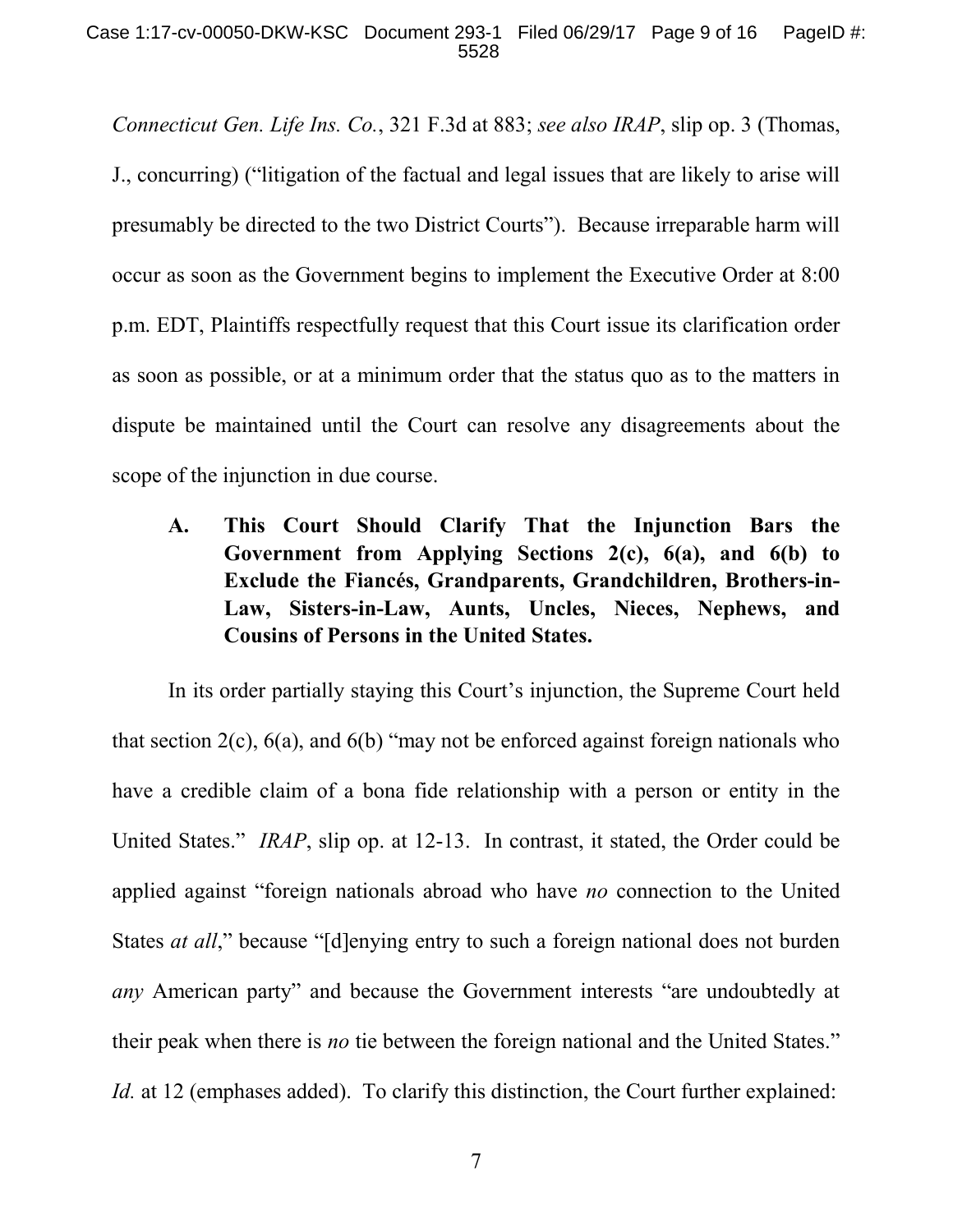*Connecticut Gen. Life Ins. Co.*, 321 F.3d at 883; *see also IRAP*, slip op. 3 (Thomas, J., concurring) ("litigation of the factual and legal issues that are likely to arise will presumably be directed to the two District Courts"). Because irreparable harm will occur as soon as the Government begins to implement the Executive Order at 8:00 p.m. EDT, Plaintiffs respectfully request that this Court issue its clarification order as soon as possible, or at a minimum order that the status quo as to the matters in dispute be maintained until the Court can resolve any disagreements about the scope of the injunction in due course.

### A. This Court Should Clarify That the Injunction Bars the Government from Applying Sections 2(c), 6(a), and 6(b) to Exclude the Fiancés, Grandparents, Grandchildren, Brothers-in-Law, Sisters-in-Law, Aunts, Uncles, Nieces, Nephews, and Cousins of Persons in the United States.

In its order partially staying this Court's injunction, the Supreme Court held that section 2(c), 6(a), and 6(b) "may not be enforced against foreign nationals who have a credible claim of a bona fide relationship with a person or entity in the United States." *IRAP*, slip op. at 12-13. In contrast, it stated, the Order could be applied against "foreign nationals abroad who have *no* connection to the United States *at all*," because "[d]enying entry to such a foreign national does not burden *any* American party" and because the Government interests "are undoubtedly at their peak when there is *no* tie between the foreign national and the United States." *Id.* at 12 (emphases added). To clarify this distinction, the Court further explained: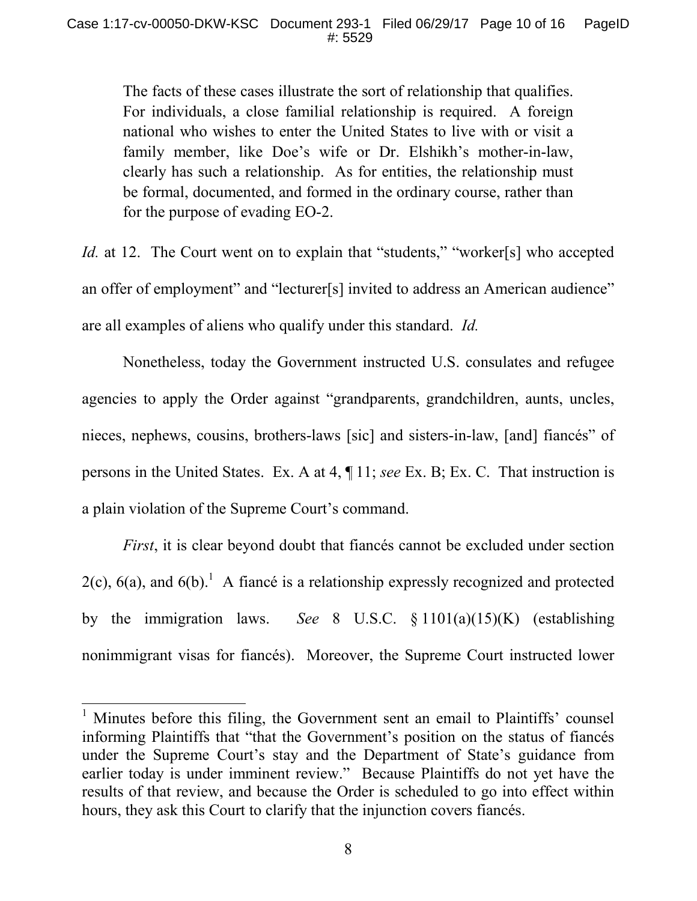> The facts of these cases illustrate the sort of relationship that qualifies. For individuals, a close familial relationship is required. A foreign national who wishes to enter the United States to live with or visit a family member, like Doe's wife or Dr. Elshikh's mother-in-law, clearly has such a relationship. As for entities, the relationship must be formal, documented, and formed in the ordinary course, rather than for the purpose of evading EO-2.

*Id.* at 12. The Court went on to explain that "students," "worker[s] who accepted an offer of employment" and "lecturer[s] invited to address an American audience" are all examples of aliens who qualify under this standard. *Id.*

Nonetheless, today the Government instructed U.S. consulates and refugee agencies to apply the Order against "grandparents, grandchildren, aunts, uncles, nieces, nephews, cousins, brothers-laws [sic] and sisters-in-law, [and] fiancés" of persons in the United States. Ex. A at 4, ¶ 11; *see* Ex. B; Ex. C. That instruction is a plain violation of the Supreme Court's command.

*First*, it is clear beyond doubt that fiancés cannot be excluded under section 2(c), 6(a), and 6(b).[1] A fiancé is a relationship expressly recognized and protected by the immigration laws. *See* 8 U.S.C. § 1101(a)(15)(K) (establishing nonimmigrant visas for fiancés). Moreover, the Supreme Court instructed lower

[1] Minutes before this filing, the Government sent an email to Plaintiffs' counsel informing Plaintiffs that "that the Government's position on the status of fiancés under the Supreme Court's stay and the Department of State's guidance from earlier today is under imminent review." Because Plaintiffs do not yet have the results of that review, and because the Order is scheduled to go into effect within hours, they ask this Court to clarify that the injunction covers fiancés.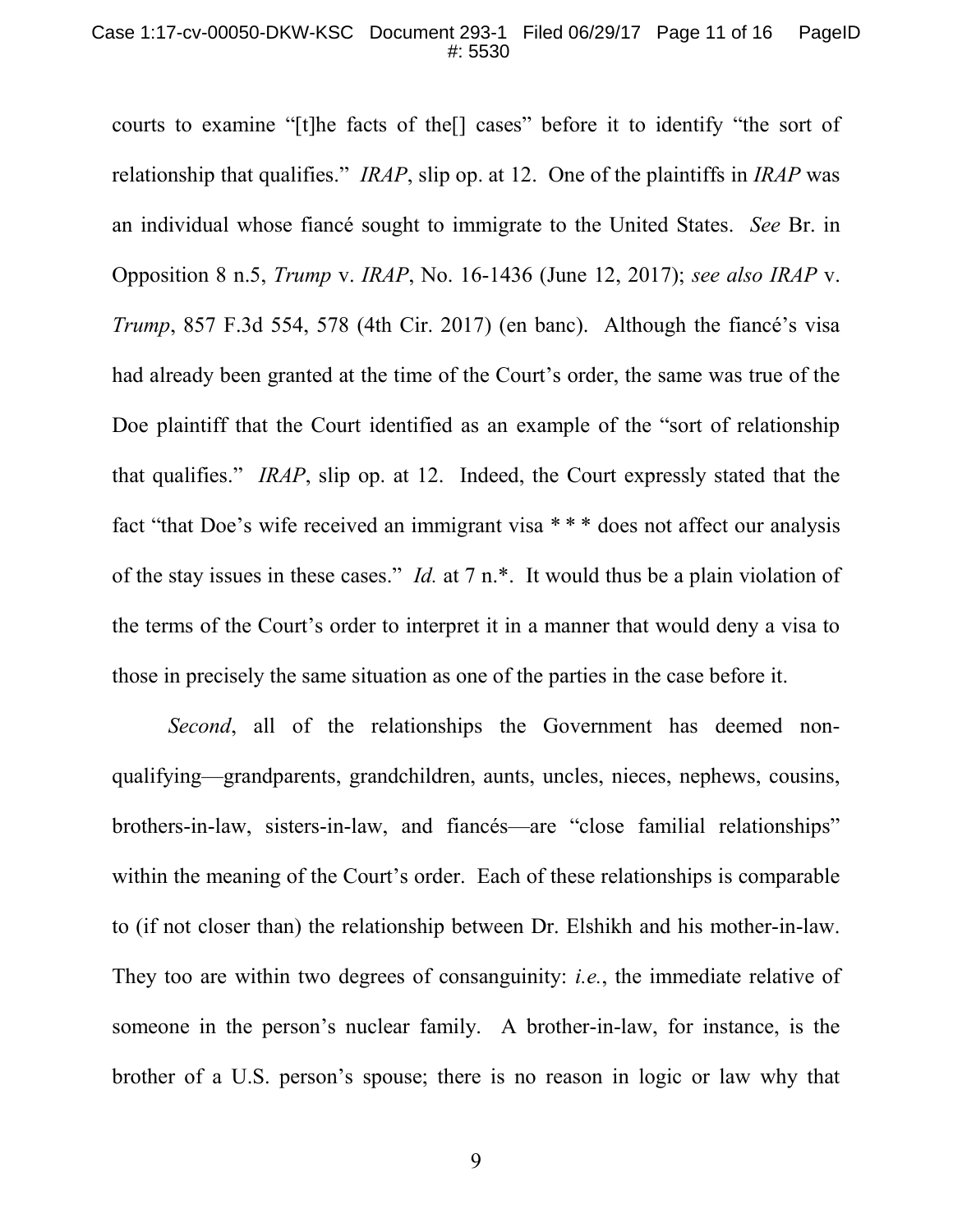courts to examine "[t]he facts of the[] cases" before it to identify "the sort of relationship that qualifies." *IRAP*, slip op. at 12. One of the plaintiffs in *IRAP* was an individual whose fiancé sought to immigrate to the United States. *See* Br. in Opposition 8 n.5, *Trump* v. *IRAP*, No. 16-1436 (June 12, 2017); *see also IRAP* v. *Trump*, 857 F.3d 554, 578 (4th Cir. 2017) (en banc). Although the fiancé's visa had already been granted at the time of the Court's order, the same was true of the Doe plaintiff that the Court identified as an example of the "sort of relationship that qualifies." *IRAP*, slip op. at 12. Indeed, the Court expressly stated that the fact "that Doe's wife received an immigrant visa * * * does not affect our analysis of the stay issues in these cases." *Id.* at 7 n.*. It would thus be a plain violation of the terms of the Court's order to interpret it in a manner that would deny a visa to those in precisely the same situation as one of the parties in the case before it.

*Second*, all of the relationships the Government has deemed non-qualifying—grandparents, grandchildren, aunts, uncles, nieces, nephews, cousins, brothers-in-law, sisters-in-law, and fiancés—are "close familial relationships" within the meaning of the Court's order. Each of these relationships is comparable to (if not closer than) the relationship between Dr. Elshikh and his mother-in-law. They too are within two degrees of consanguinity: *i.e.*, the immediate relative of someone in the person's nuclear family. A brother-in-law, for instance, is the brother of a U.S. person's spouse; there is no reason in logic or law why that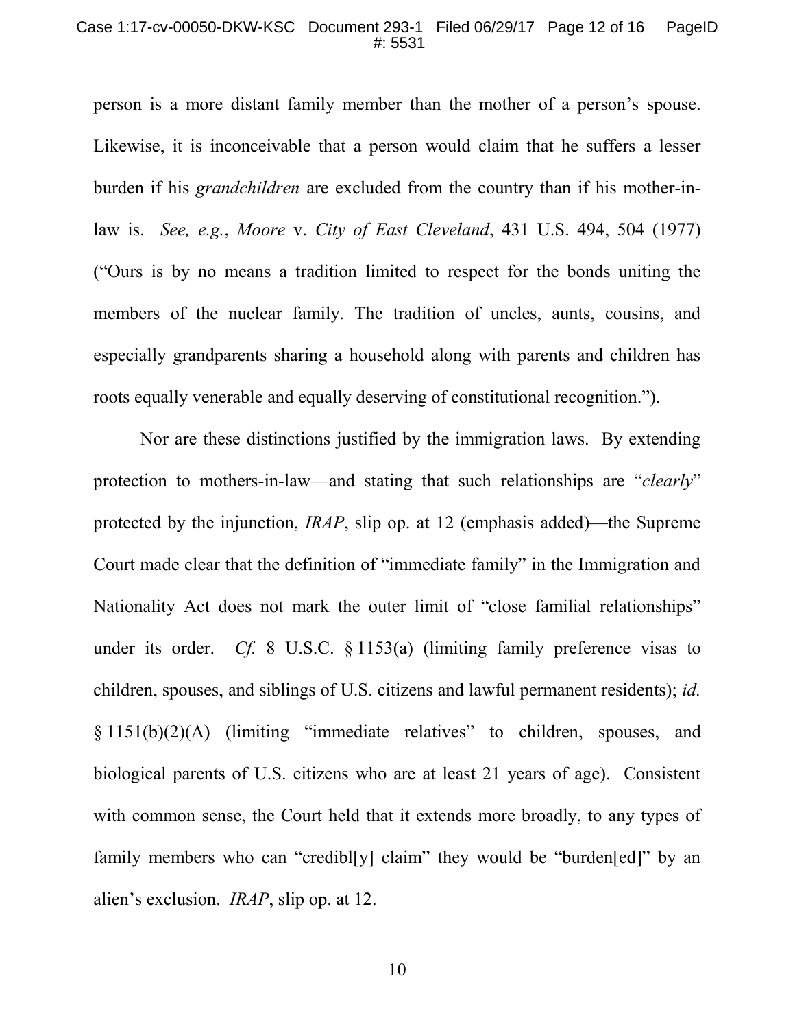person is a more distant family member than the mother of a person's spouse. Likewise, it is inconceivable that a person would claim that he suffers a lesser burden if his *grandchildren* are excluded from the country than if his mother-in-law is. *See, e.g.*, *Moore* v. *City of East Cleveland*, 431 U.S. 494, 504 (1977) ("Ours is by no means a tradition limited to respect for the bonds uniting the members of the nuclear family. The tradition of uncles, aunts, cousins, and especially grandparents sharing a household along with parents and children has roots equally venerable and equally deserving of constitutional recognition.").

Nor are these distinctions justified by the immigration laws. By extending protection to mothers-in-law—and stating that such relationships are "*clearly*" protected by the injunction, *IRAP*, slip op. at 12 (emphasis added)—the Supreme Court made clear that the definition of "immediate family" in the Immigration and Nationality Act does not mark the outer limit of "close familial relationships" under its order. *Cf.* 8 U.S.C. § 1153(a) (limiting family preference visas to children, spouses, and siblings of U.S. citizens and lawful permanent residents); *id.* § 1151(b)(2)(A) (limiting "immediate relatives" to children, spouses, and biological parents of U.S. citizens who are at least 21 years of age). Consistent with common sense, the Court held that it extends more broadly, to any types of family members who can "credibl[y] claim" they would be "burden[ed]" by an alien's exclusion. *IRAP*, slip op. at 12.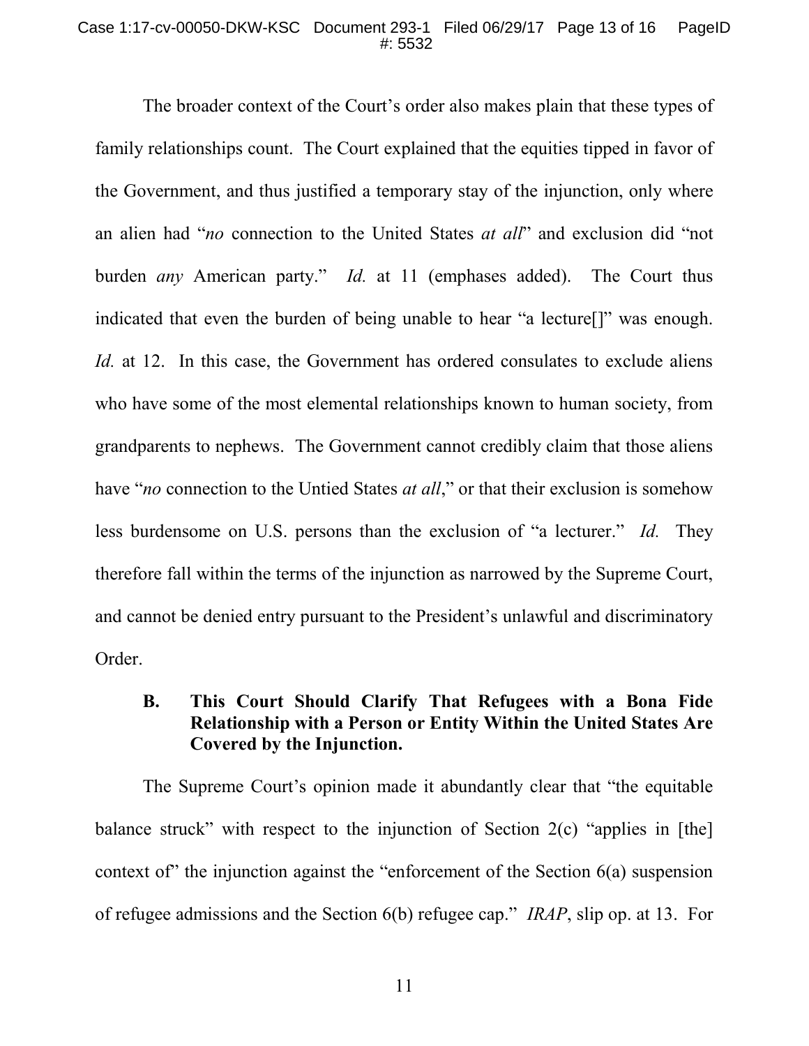The broader context of the Court's order also makes plain that these types of family relationships count. The Court explained that the equities tipped in favor of the Government, and thus justified a temporary stay of the injunction, only where an alien had "*no* connection to the United States *at all*" and exclusion did "not burden *any* American party." *Id.* at 11 (emphases added). The Court thus indicated that even the burden of being unable to hear "a lecture[]" was enough. *Id.* at 12. In this case, the Government has ordered consulates to exclude aliens who have some of the most elemental relationships known to human society, from grandparents to nephews. The Government cannot credibly claim that those aliens have "*no* connection to the Untied States *at all*," or that their exclusion is somehow less burdensome on U.S. persons than the exclusion of "a lecturer." *Id.* They therefore fall within the terms of the injunction as narrowed by the Supreme Court, and cannot be denied entry pursuant to the President's unlawful and discriminatory Order.

### B. This Court Should Clarify That Refugees with a Bona Fide Relationship with a Person or Entity Within the United States Are Covered by the Injunction.

The Supreme Court's opinion made it abundantly clear that "the equitable balance struck" with respect to the injunction of Section 2(c) "applies in [the] context of" the injunction against the "enforcement of the Section 6(a) suspension of refugee admissions and the Section 6(b) refugee cap." *IRAP*, slip op. at 13. For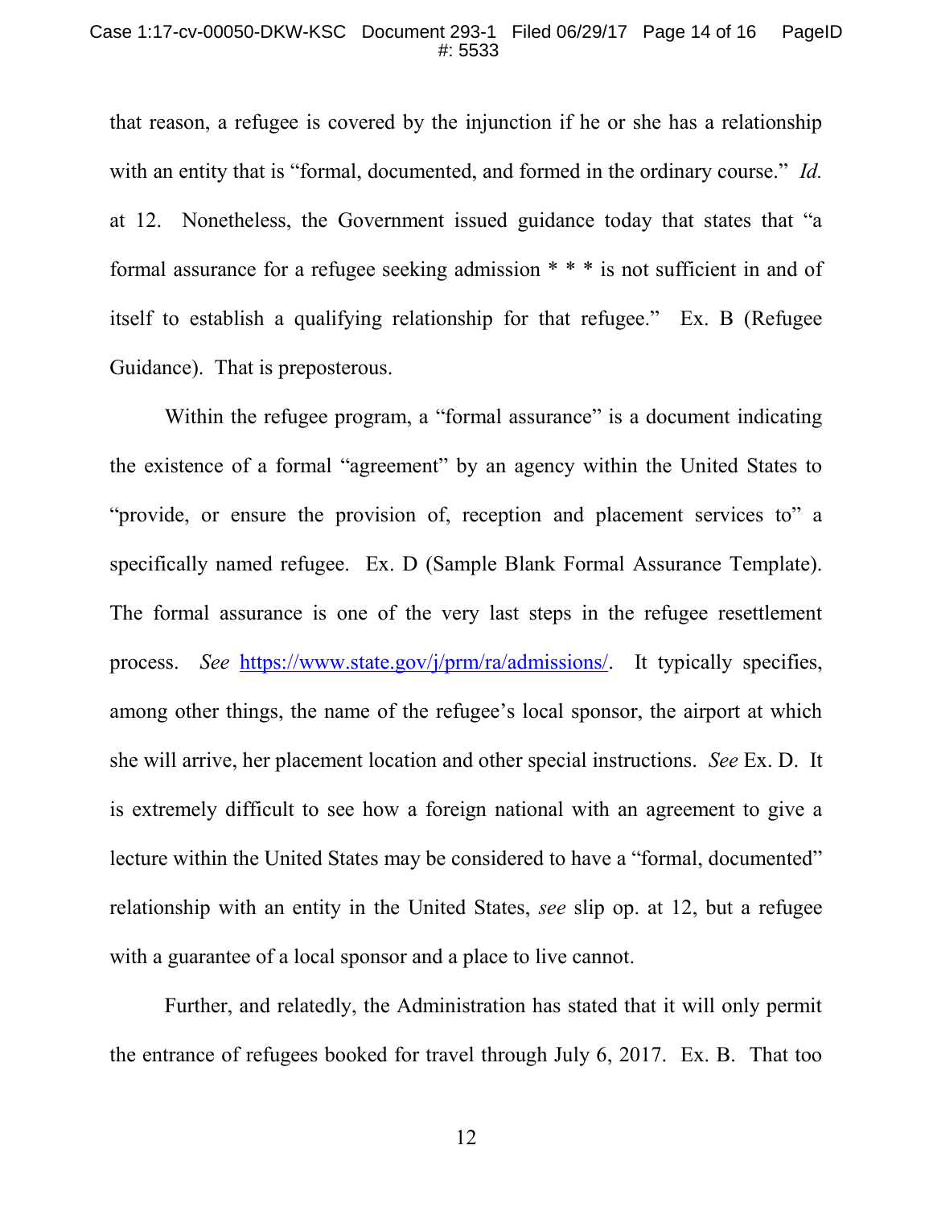that reason, a refugee is covered by the injunction if he or she has a relationship with an entity that is "formal, documented, and formed in the ordinary course." *Id.* at 12. Nonetheless, the Government issued guidance today that states that "a formal assurance for a refugee seeking admission * * * is not sufficient in and of itself to establish a qualifying relationship for that refugee." Ex. B (Refugee Guidance). That is preposterous.

Within the refugee program, a "formal assurance" is a document indicating the existence of a formal "agreement" by an agency within the United States to "provide, or ensure the provision of, reception and placement services to" a specifically named refugee. Ex. D (Sample Blank Formal Assurance Template). The formal assurance is one of the very last steps in the refugee resettlement process. *See* https://www.state.gov/j/prm/ra/admissions/. It typically specifies, among other things, the name of the refugee's local sponsor, the airport at which she will arrive, her placement location and other special instructions. *See* Ex. D. It is extremely difficult to see how a foreign national with an agreement to give a lecture within the United States may be considered to have a "formal, documented" relationship with an entity in the United States, *see* slip op. at 12, but a refugee with a guarantee of a local sponsor and a place to live cannot.

Further, and relatedly, the Administration has stated that it will only permit the entrance of refugees booked for travel through July 6, 2017. Ex. B. That too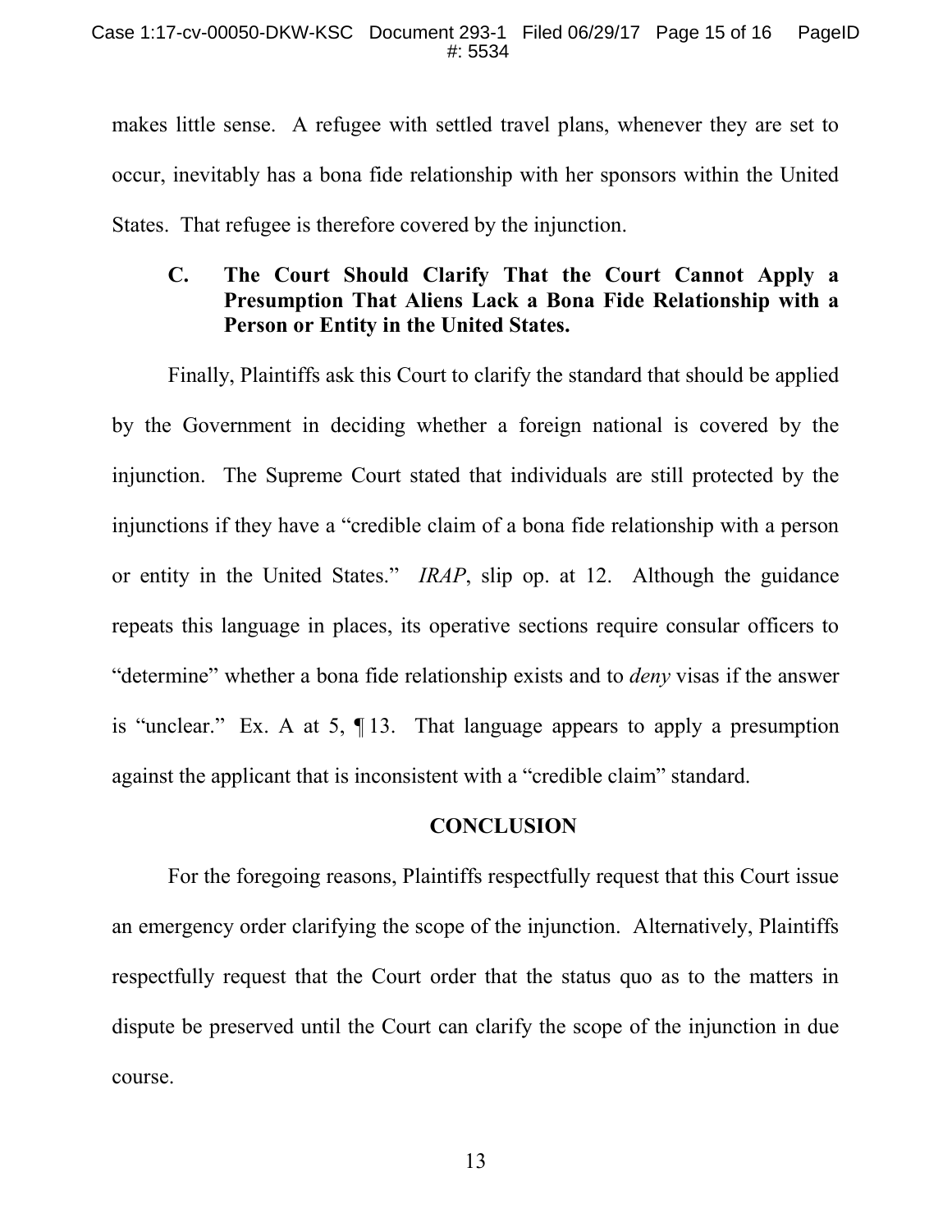makes little sense. A refugee with settled travel plans, whenever they are set to occur, inevitably has a bona fide relationship with her sponsors within the United States. That refugee is therefore covered by the injunction.

### C. The Court Should Clarify That the Court Cannot Apply a Presumption That Aliens Lack a Bona Fide Relationship with a Person or Entity in the United States.

Finally, Plaintiffs ask this Court to clarify the standard that should be applied by the Government in deciding whether a foreign national is covered by the injunction. The Supreme Court stated that individuals are still protected by the injunctions if they have a "credible claim of a bona fide relationship with a person or entity in the United States." *IRAP*, slip op. at 12. Although the guidance repeats this language in places, its operative sections require consular officers to "determine" whether a bona fide relationship exists and to *deny* visas if the answer is "unclear." Ex. A at 5, ¶ 13. That language appears to apply a presumption against the applicant that is inconsistent with a "credible claim" standard.

## CONCLUSION

For the foregoing reasons, Plaintiffs respectfully request that this Court issue an emergency order clarifying the scope of the injunction. Alternatively, Plaintiffs respectfully request that the Court order that the status quo as to the matters in dispute be preserved until the Court can clarify the scope of the injunction in due course.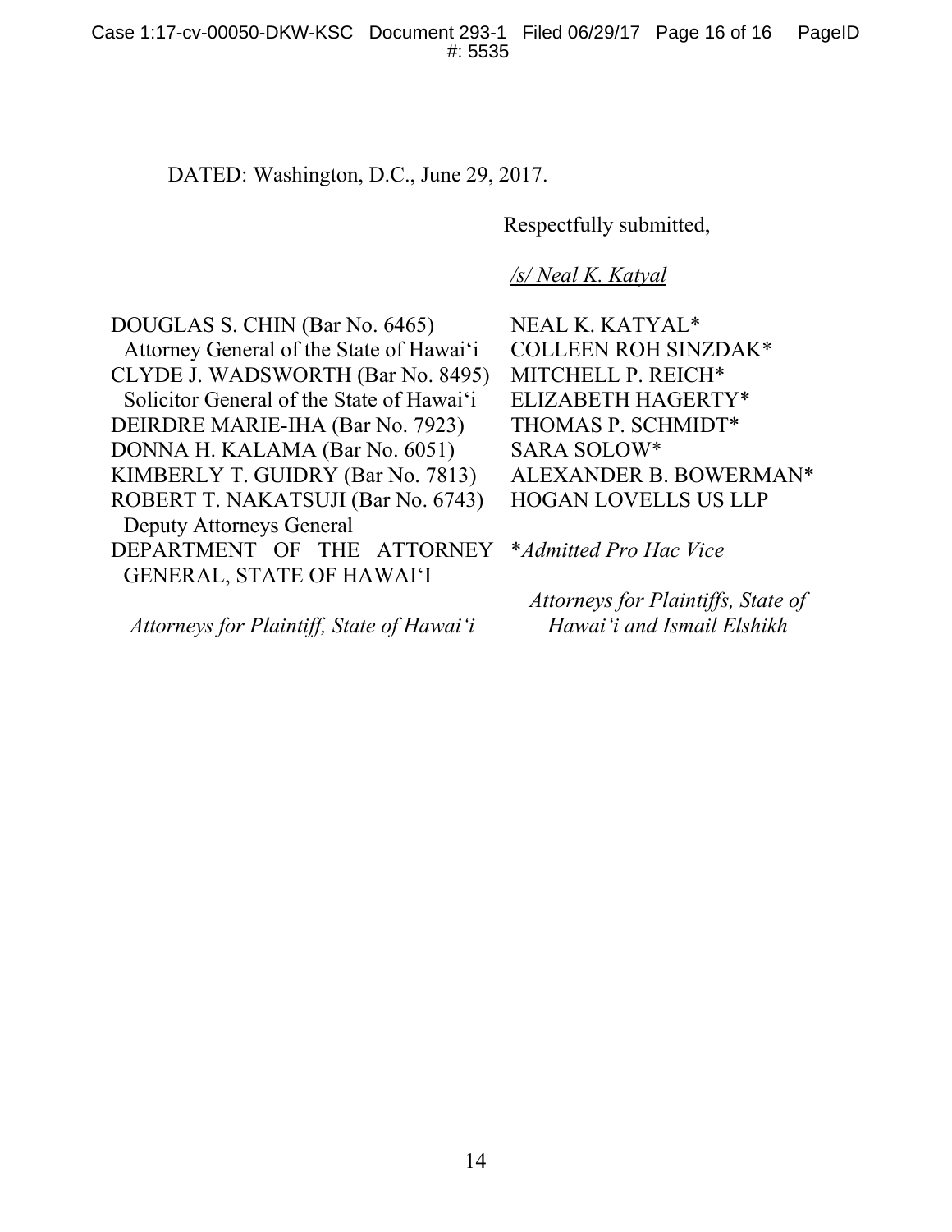DATED: Washington, D.C., June 29, 2017.

Respectfully submitted,

*/s/ Neal K. Katyal*

DOUGLAS S. CHIN (Bar No. 6465)
Attorney General of the State of Hawaiʻi
CLYDE J. WADSWORTH (Bar No. 8495)
Solicitor General of the State of Hawaiʻi
DEIRDRE MARIE-IHA (Bar No. 7923)
DONNA H. KALAMA (Bar No. 6051)
KIMBERLY T. GUIDRY (Bar No. 7813)
ROBERT T. NAKATSUJI (Bar No. 6743)
Deputy Attorneys General
DEPARTMENT OF THE ATTORNEY GENERAL, STATE OF HAWAIʻI

*Attorneys for Plaintiff, State of Hawaiʻi*

NEAL K. KATYAL*
COLLEEN ROH SINZDAK*
MITCHELL P. REICH*
ELIZABETH HAGERTY*
THOMAS P. SCHMIDT*
SARA SOLOW*
ALEXANDER B. BOWERMAN*
HOGAN LOVELLS US LLP

**Admitted Pro Hac Vice*

*Attorneys for Plaintiffs, State of Hawaiʻi and Ismail Elshikh*